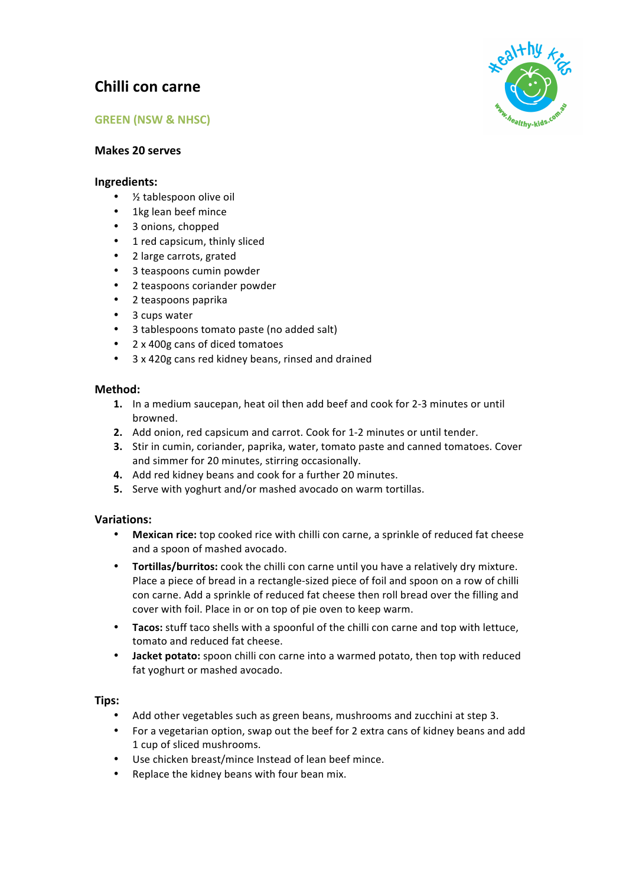# Chilli con carne

**GREEN (NSW & NHSC)**

**Makes 20 serves**

## Ingredients:

- ½ tablespoon olive oil
- 1kg lean beef mince
- 3 onions, chopped
- 1 red capsicum, thinly sliced
- 2 large carrots, grated
- 3 teaspoons cumin powder
- 2 teaspoons coriander powder
- 2 teaspoons paprika
- 3 cups water
- 3 tablespoons tomato paste (no added salt)
- 2 x 400g cans of diced tomatoes
- 3 x 420g cans red kidney beans, rinsed and drained

## Method:

1. In a medium saucepan, heat oil then add beef and cook for 2-3 minutes or until browned.
2. Add onion, red capsicum and carrot. Cook for 1-2 minutes or until tender.
3. Stir in cumin, coriander, paprika, water, tomato paste and canned tomatoes. Cover and simmer for 20 minutes, stirring occasionally.
4. Add red kidney beans and cook for a further 20 minutes.
5. Serve with yoghurt and/or mashed avocado on warm tortillas.

## Variations:

- **Mexican rice:** top cooked rice with chilli con carne, a sprinkle of reduced fat cheese and a spoon of mashed avocado.
- **Tortillas/burritos:** cook the chilli con carne until you have a relatively dry mixture. Place a piece of bread in a rectangle-sized piece of foil and spoon on a row of chilli con carne. Add a sprinkle of reduced fat cheese then roll bread over the filling and cover with foil. Place in or on top of pie oven to keep warm.
- **Tacos:** stuff taco shells with a spoonful of the chilli con carne and top with lettuce, tomato and reduced fat cheese.
- **Jacket potato:** spoon chilli con carne into a warmed potato, then top with reduced fat yoghurt or mashed avocado.

## Tips:

- Add other vegetables such as green beans, mushrooms and zucchini at step 3.
- For a vegetarian option, swap out the beef for 2 extra cans of kidney beans and add 1 cup of sliced mushrooms.
- Use chicken breast/mince Instead of lean beef mince.
- Replace the kidney beans with four bean mix.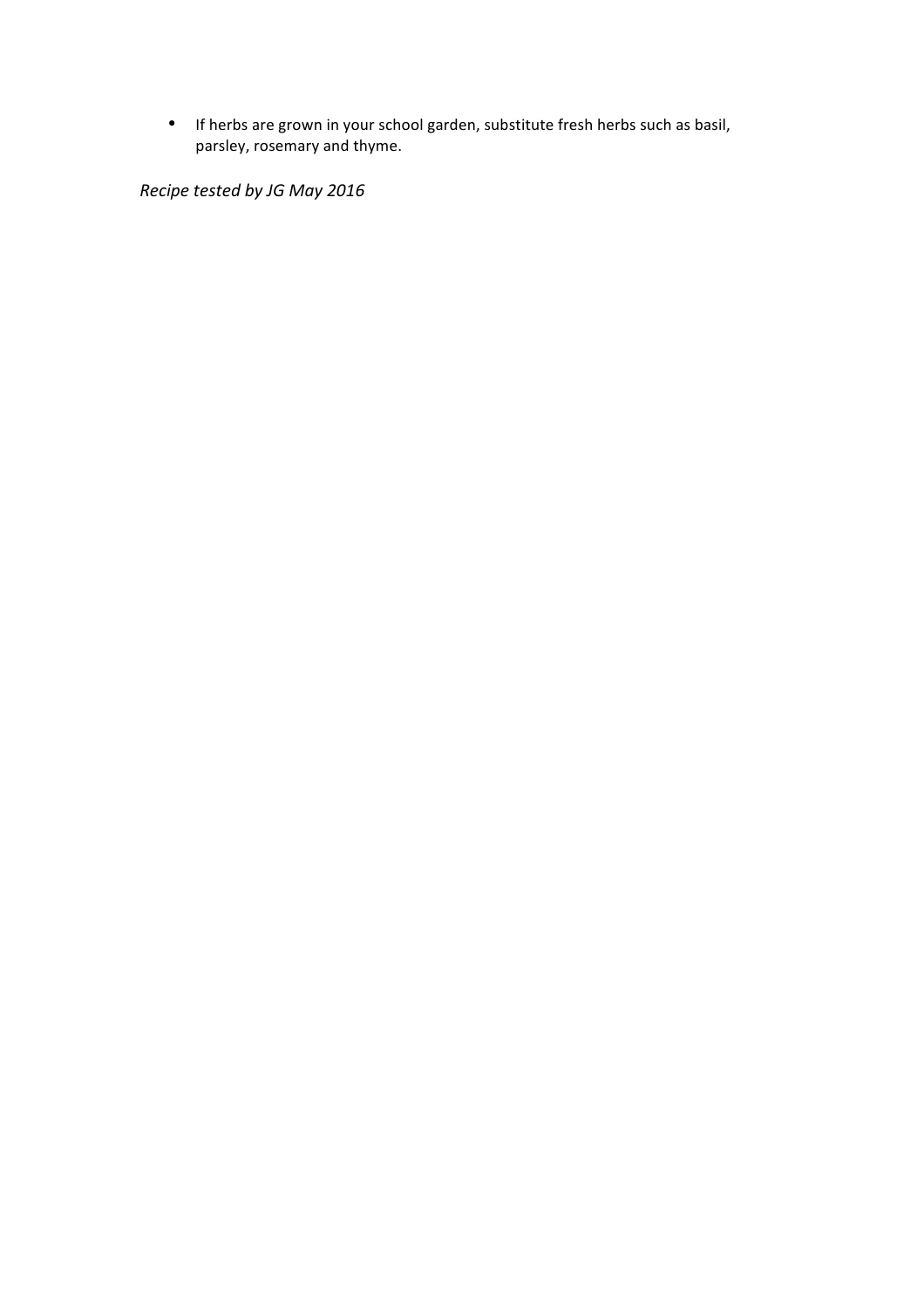- If herbs are grown in your school garden, substitute fresh herbs such as basil, parsley, rosemary and thyme.

*Recipe tested by JG May 2016*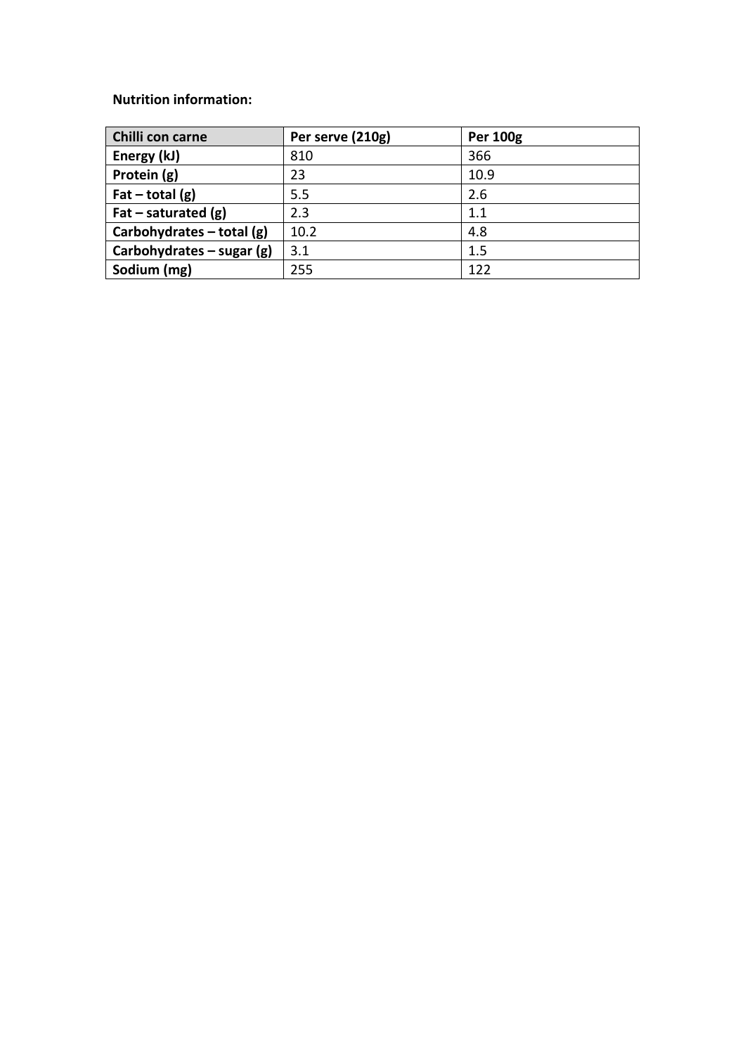**Nutrition information:**

| Chilli con carne | Per serve (210g) | Per 100g |
|---|---|---|
| **Energy (kJ)** | 810 | 366 |
| **Protein (g)** | 23 | 10.9 |
| **Fat – total (g)** | 5.5 | 2.6 |
| **Fat – saturated (g)** | 2.3 | 1.1 |
| **Carbohydrates – total (g)** | 10.2 | 4.8 |
| **Carbohydrates – sugar (g)** | 3.1 | 1.5 |
| **Sodium (mg)** | 255 | 122 |